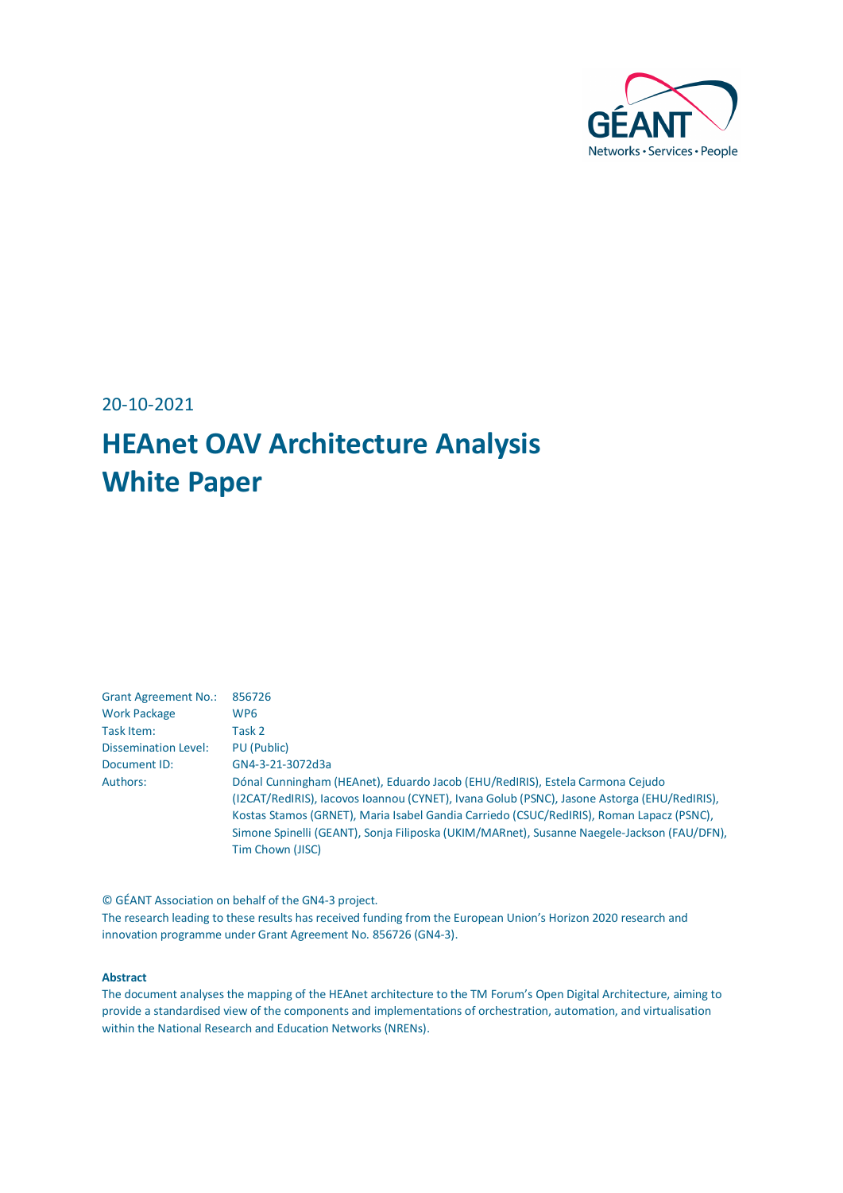20-10-2021

# HEAnet OAV Architecture Analysis White Paper

| | |
|---|---|
| Grant Agreement No.: | 856726 |
| Work Package | WP6 |
| Task Item: | Task 2 |
| Dissemination Level: | PU (Public) |
| Document ID: | GN4-3-21-3072d3a |
| Authors: | Dónal Cunningham (HEAnet), Eduardo Jacob (EHU/RedIRIS), Estela Carmona Cejudo (I2CAT/RedIRIS), Iacovos Ioannou (CYNET), Ivana Golub (PSNC), Jasone Astorga (EHU/RedIRIS), Kostas Stamos (GRNET), Maria Isabel Gandia Carriedo (CSUC/RedIRIS), Roman Lapacz (PSNC), Simone Spinelli (GEANT), Sonja Filiposka (UKIM/MARnet), Susanne Naegele-Jackson (FAU/DFN), Tim Chown (JISC) |

© GÉANT Association on behalf of the GN4-3 project.
The research leading to these results has received funding from the European Union's Horizon 2020 research and innovation programme under Grant Agreement No. 856726 (GN4-3).

**Abstract**

The document analyses the mapping of the HEAnet architecture to the TM Forum's Open Digital Architecture, aiming to provide a standardised view of the components and implementations of orchestration, automation, and virtualisation within the National Research and Education Networks (NRENs).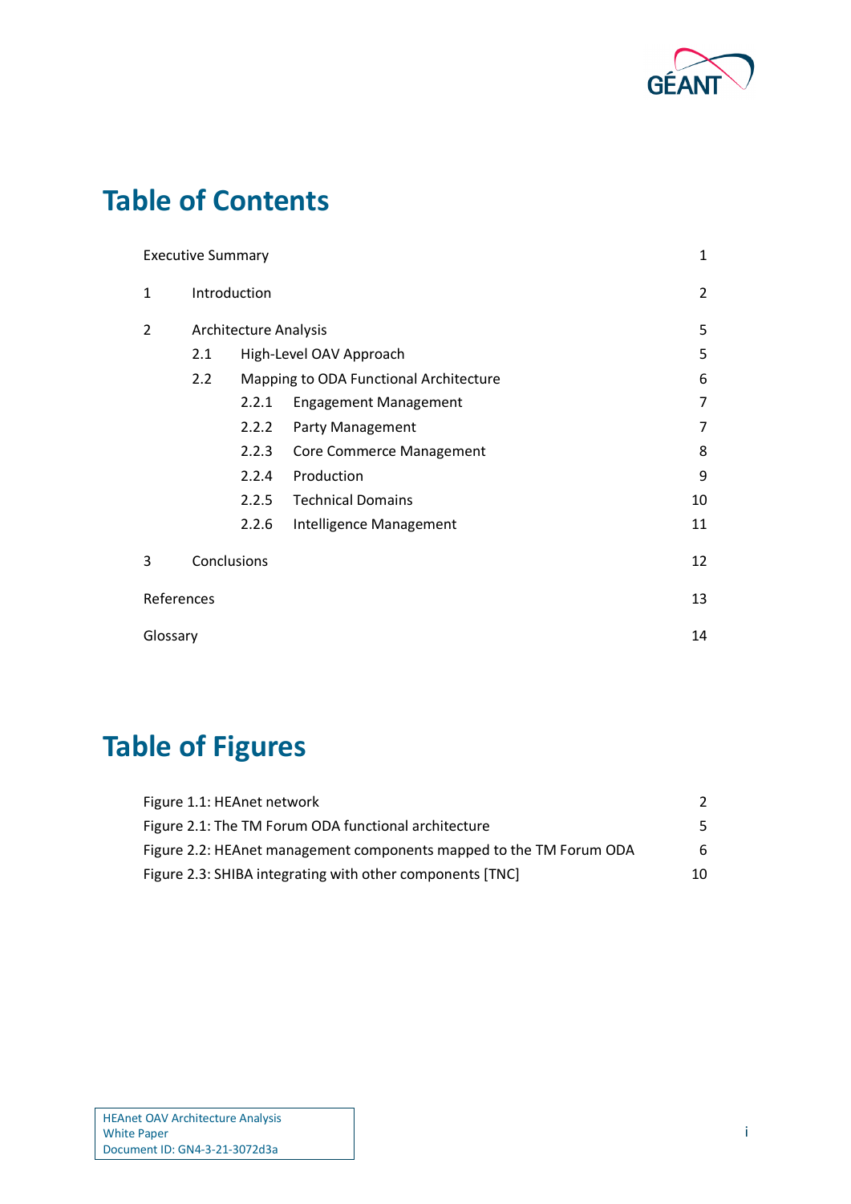# Table of Contents

| | |
|---|---|
| Executive Summary | 1 |
| 1 Introduction | 2 |
| 2 Architecture Analysis | 5 |
| 2.1 High-Level OAV Approach | 5 |
| 2.2 Mapping to ODA Functional Architecture | 6 |
| 2.2.1 Engagement Management | 7 |
| 2.2.2 Party Management | 7 |
| 2.2.3 Core Commerce Management | 8 |
| 2.2.4 Production | 9 |
| 2.2.5 Technical Domains | 10 |
| 2.2.6 Intelligence Management | 11 |
| 3 Conclusions | 12 |
| References | 13 |
| Glossary | 14 |

# Table of Figures

| | |
|---|---|
| Figure 1.1: HEAnet network | 2 |
| Figure 2.1: The TM Forum ODA functional architecture | 5 |
| Figure 2.2: HEAnet management components mapped to the TM Forum ODA | 6 |
| Figure 2.3: SHIBA integrating with other components [TNC] | 10 |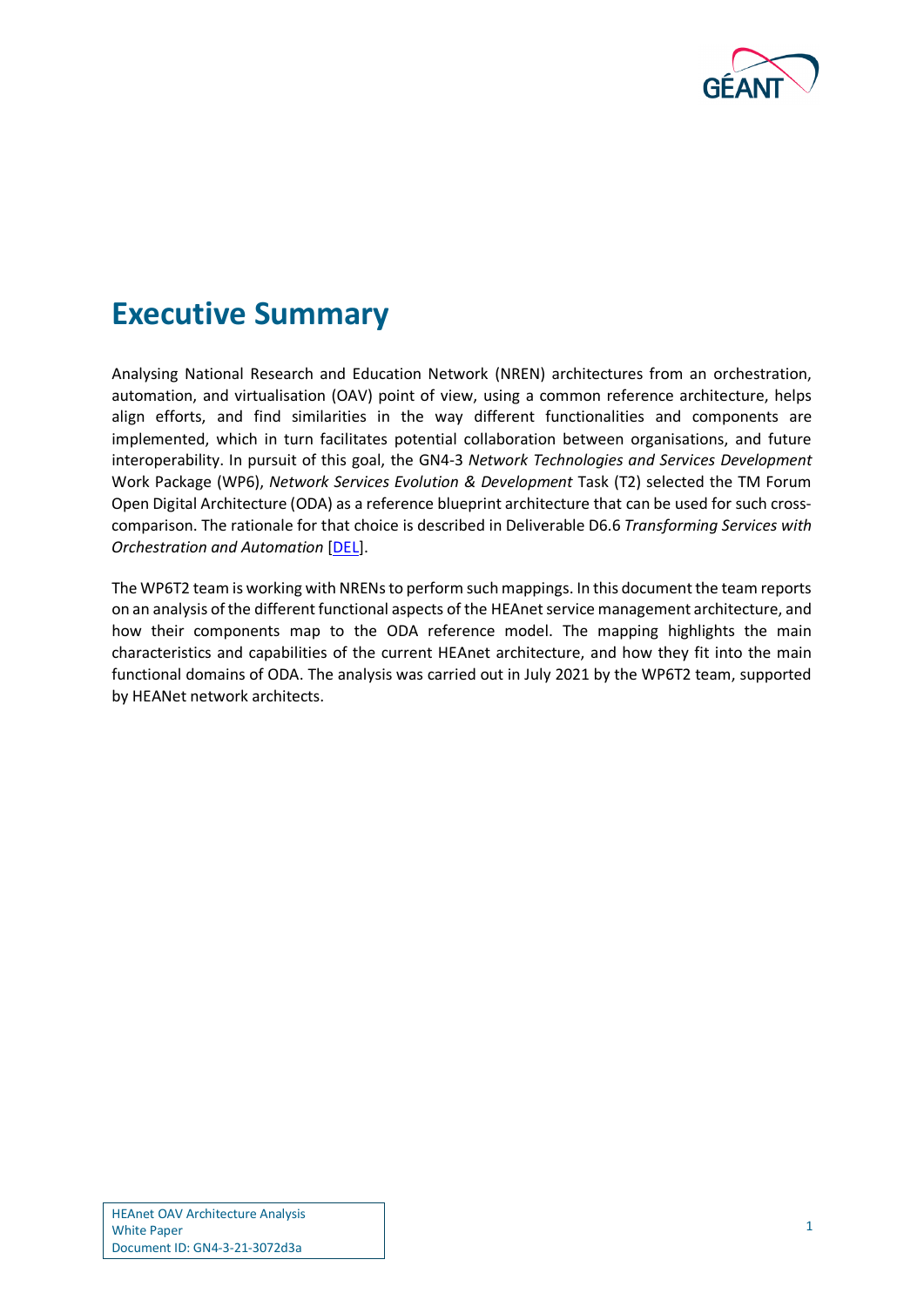# Executive Summary

Analysing National Research and Education Network (NREN) architectures from an orchestration, automation, and virtualisation (OAV) point of view, using a common reference architecture, helps align efforts, and find similarities in the way different functionalities and components are implemented, which in turn facilitates potential collaboration between organisations, and future interoperability. In pursuit of this goal, the GN4-3 *Network Technologies and Services Development* Work Package (WP6), *Network Services Evolution & Development* Task (T2) selected the TM Forum Open Digital Architecture (ODA) as a reference blueprint architecture that can be used for such cross-comparison. The rationale for that choice is described in Deliverable D6.6 *Transforming Services with Orchestration and Automation* [DEL].

The WP6T2 team is working with NRENs to perform such mappings. In this document the team reports on an analysis of the different functional aspects of the HEAnet service management architecture, and how their components map to the ODA reference model. The mapping highlights the main characteristics and capabilities of the current HEAnet architecture, and how they fit into the main functional domains of ODA. The analysis was carried out in July 2021 by the WP6T2 team, supported by HEANet network architects.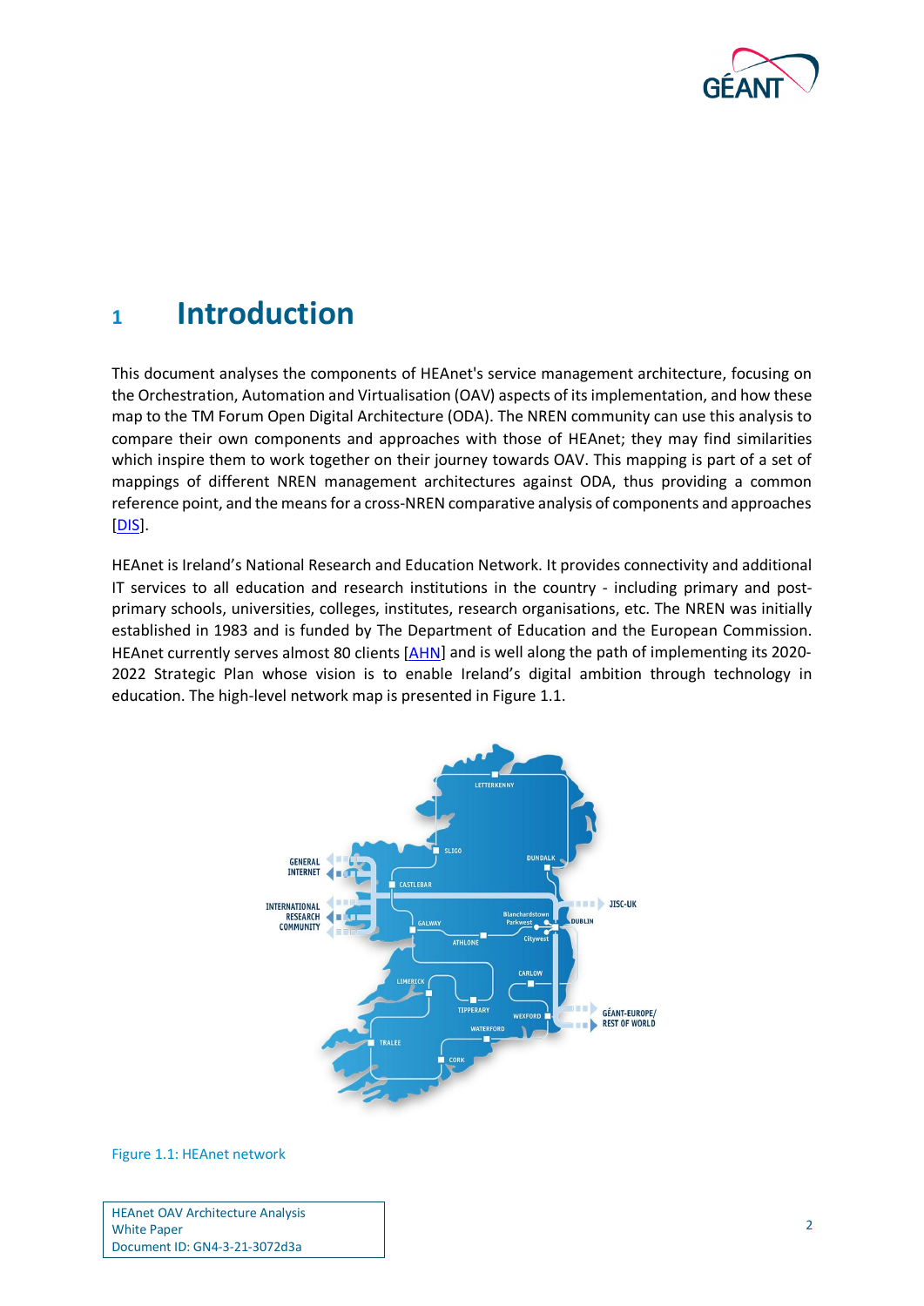# 1 Introduction

This document analyses the components of HEAnet's service management architecture, focusing on the Orchestration, Automation and Virtualisation (OAV) aspects of its implementation, and how these map to the TM Forum Open Digital Architecture (ODA). The NREN community can use this analysis to compare their own components and approaches with those of HEAnet; they may find similarities which inspire them to work together on their journey towards OAV. This mapping is part of a set of mappings of different NREN management architectures against ODA, thus providing a common reference point, and the means for a cross-NREN comparative analysis of components and approaches [DIS].

HEAnet is Ireland's National Research and Education Network. It provides connectivity and additional IT services to all education and research institutions in the country - including primary and post-primary schools, universities, colleges, institutes, research organisations, etc. The NREN was initially established in 1983 and is funded by The Department of Education and the European Commission. HEAnet currently serves almost 80 clients [AHN] and is well along the path of implementing its 2020-2022 Strategic Plan whose vision is to enable Ireland's digital ambition through technology in education. The high-level network map is presented in Figure 1.1.

Figure 1.1: HEAnet network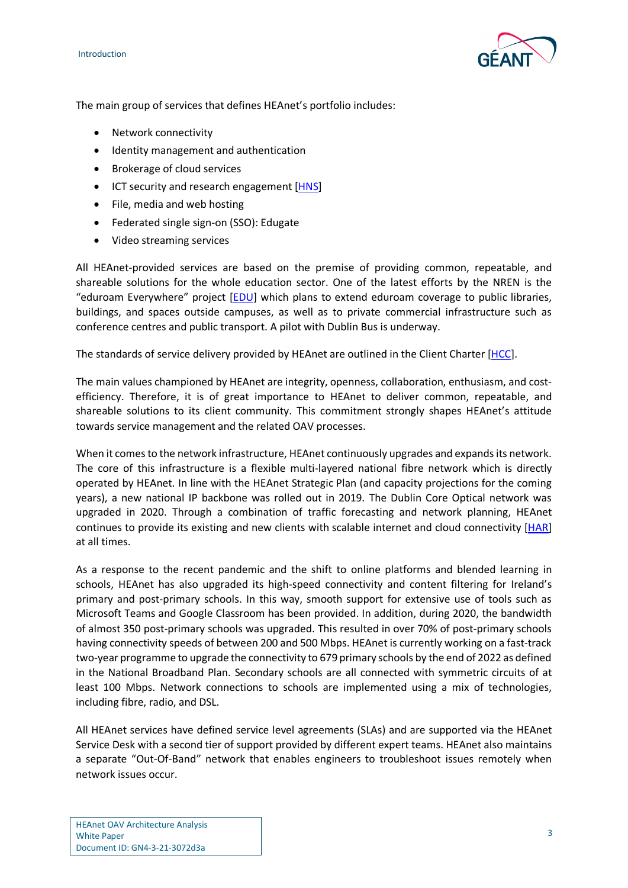The main group of services that defines HEAnet's portfolio includes:

- Network connectivity
- Identity management and authentication
- Brokerage of cloud services
- ICT security and research engagement [HNS]
- File, media and web hosting
- Federated single sign-on (SSO): Edugate
- Video streaming services

All HEAnet-provided services are based on the premise of providing common, repeatable, and shareable solutions for the whole education sector. One of the latest efforts by the NREN is the "eduroam Everywhere" project [EDU] which plans to extend eduroam coverage to public libraries, buildings, and spaces outside campuses, as well as to private commercial infrastructure such as conference centres and public transport. A pilot with Dublin Bus is underway.

The standards of service delivery provided by HEAnet are outlined in the Client Charter [HCC].

The main values championed by HEAnet are integrity, openness, collaboration, enthusiasm, and cost-efficiency. Therefore, it is of great importance to HEAnet to deliver common, repeatable, and shareable solutions to its client community. This commitment strongly shapes HEAnet's attitude towards service management and the related OAV processes.

When it comes to the network infrastructure, HEAnet continuously upgrades and expands its network. The core of this infrastructure is a flexible multi-layered national fibre network which is directly operated by HEAnet. In line with the HEAnet Strategic Plan (and capacity projections for the coming years), a new national IP backbone was rolled out in 2019. The Dublin Core Optical network was upgraded in 2020. Through a combination of traffic forecasting and network planning, HEAnet continues to provide its existing and new clients with scalable internet and cloud connectivity [HAR] at all times.

As a response to the recent pandemic and the shift to online platforms and blended learning in schools, HEAnet has also upgraded its high-speed connectivity and content filtering for Ireland's primary and post-primary schools. In this way, smooth support for extensive use of tools such as Microsoft Teams and Google Classroom has been provided. In addition, during 2020, the bandwidth of almost 350 post-primary schools was upgraded. This resulted in over 70% of post-primary schools having connectivity speeds of between 200 and 500 Mbps. HEAnet is currently working on a fast-track two-year programme to upgrade the connectivity to 679 primary schools by the end of 2022 as defined in the National Broadband Plan. Secondary schools are all connected with symmetric circuits of at least 100 Mbps. Network connections to schools are implemented using a mix of technologies, including fibre, radio, and DSL.

All HEAnet services have defined service level agreements (SLAs) and are supported via the HEAnet Service Desk with a second tier of support provided by different expert teams. HEAnet also maintains a separate "Out-Of-Band" network that enables engineers to troubleshoot issues remotely when network issues occur.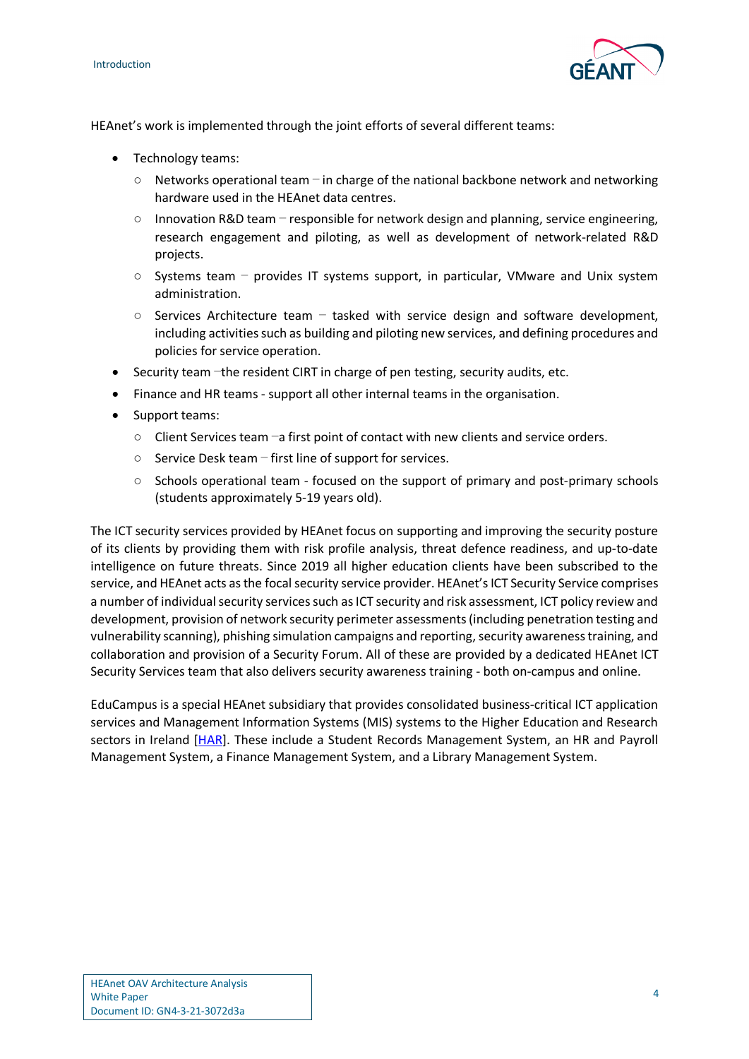HEAnet's work is implemented through the joint efforts of several different teams:

- Technology teams:
  - Networks operational team – in charge of the national backbone network and networking hardware used in the HEAnet data centres.
  - Innovation R&D team – responsible for network design and planning, service engineering, research engagement and piloting, as well as development of network-related R&D projects.
  - Systems team – provides IT systems support, in particular, VMware and Unix system administration.
  - Services Architecture team – tasked with service design and software development, including activities such as building and piloting new services, and defining procedures and policies for service operation.
- Security team –the resident CIRT in charge of pen testing, security audits, etc.
- Finance and HR teams - support all other internal teams in the organisation.
- Support teams:
  - Client Services team –a first point of contact with new clients and service orders.
  - Service Desk team – first line of support for services.
  - Schools operational team - focused on the support of primary and post-primary schools (students approximately 5-19 years old).

The ICT security services provided by HEAnet focus on supporting and improving the security posture of its clients by providing them with risk profile analysis, threat defence readiness, and up-to-date intelligence on future threats. Since 2019 all higher education clients have been subscribed to the service, and HEAnet acts as the focal security service provider. HEAnet's ICT Security Service comprises a number of individual security services such as ICT security and risk assessment, ICT policy review and development, provision of network security perimeter assessments (including penetration testing and vulnerability scanning), phishing simulation campaigns and reporting, security awareness training, and collaboration and provision of a Security Forum. All of these are provided by a dedicated HEAnet ICT Security Services team that also delivers security awareness training - both on-campus and online.

EduCampus is a special HEAnet subsidiary that provides consolidated business-critical ICT application services and Management Information Systems (MIS) systems to the Higher Education and Research sectors in Ireland [HAR]. These include a Student Records Management System, an HR and Payroll Management System, a Finance Management System, and a Library Management System.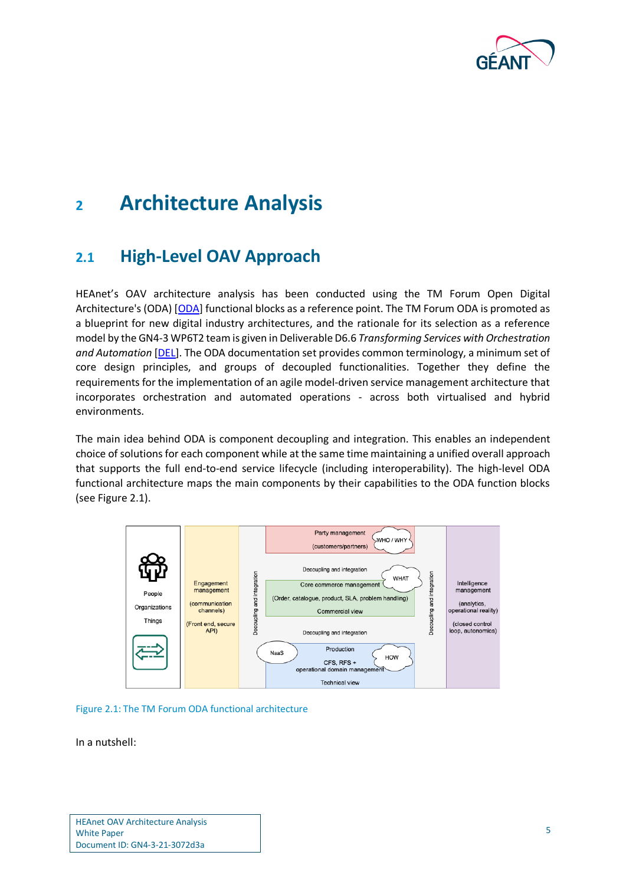# 2 Architecture Analysis

## 2.1 High-Level OAV Approach

HEAnet's OAV architecture analysis has been conducted using the TM Forum Open Digital Architecture's (ODA) [ODA] functional blocks as a reference point. The TM Forum ODA is promoted as a blueprint for new digital industry architectures, and the rationale for its selection as a reference model by the GN4-3 WP6T2 team is given in Deliverable D6.6 *Transforming Services with Orchestration and Automation* [DEL]. The ODA documentation set provides common terminology, a minimum set of core design principles, and groups of decoupled functionalities. Together they define the requirements for the implementation of an agile model-driven service management architecture that incorporates orchestration and automated operations - across both virtualised and hybrid environments.

The main idea behind ODA is component decoupling and integration. This enables an independent choice of solutions for each component while at the same time maintaining a unified overall approach that supports the full end-to-end service lifecycle (including interoperability). The high-level ODA functional architecture maps the main components by their capabilities to the ODA function blocks (see Figure 2.1).

Figure 2.1: The TM Forum ODA functional architecture

In a nutshell: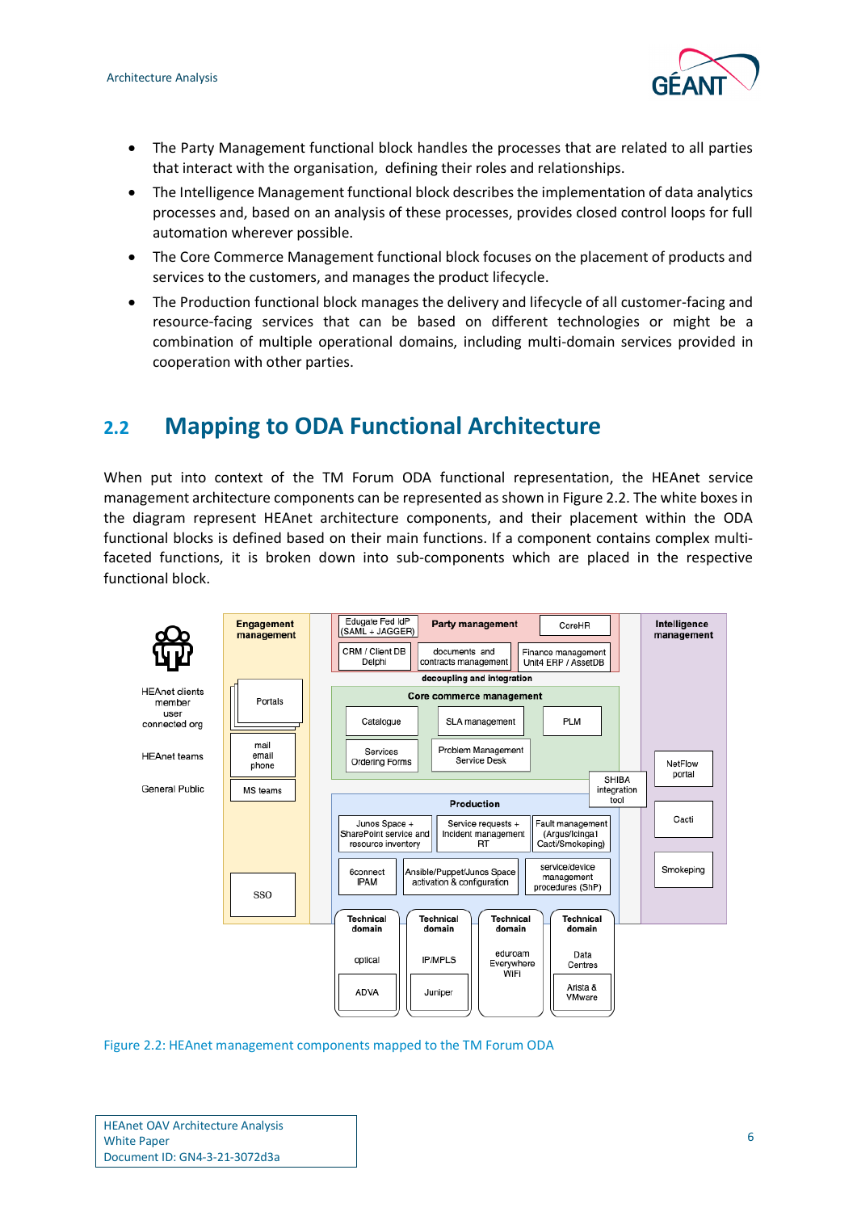- The Party Management functional block handles the processes that are related to all parties that interact with the organisation, defining their roles and relationships.
- The Intelligence Management functional block describes the implementation of data analytics processes and, based on an analysis of these processes, provides closed control loops for full automation wherever possible.
- The Core Commerce Management functional block focuses on the placement of products and services to the customers, and manages the product lifecycle.
- The Production functional block manages the delivery and lifecycle of all customer-facing and resource-facing services that can be based on different technologies or might be a combination of multiple operational domains, including multi-domain services provided in cooperation with other parties.

## 2.2 Mapping to ODA Functional Architecture

When put into context of the TM Forum ODA functional representation, the HEAnet service management architecture components can be represented as shown in Figure 2.2. The white boxes in the diagram represent HEAnet architecture components, and their placement within the ODA functional blocks is defined based on their main functions. If a component contains complex multi-faceted functions, it is broken down into sub-components which are placed in the respective functional block.

Figure 2.2: HEAnet management components mapped to the TM Forum ODA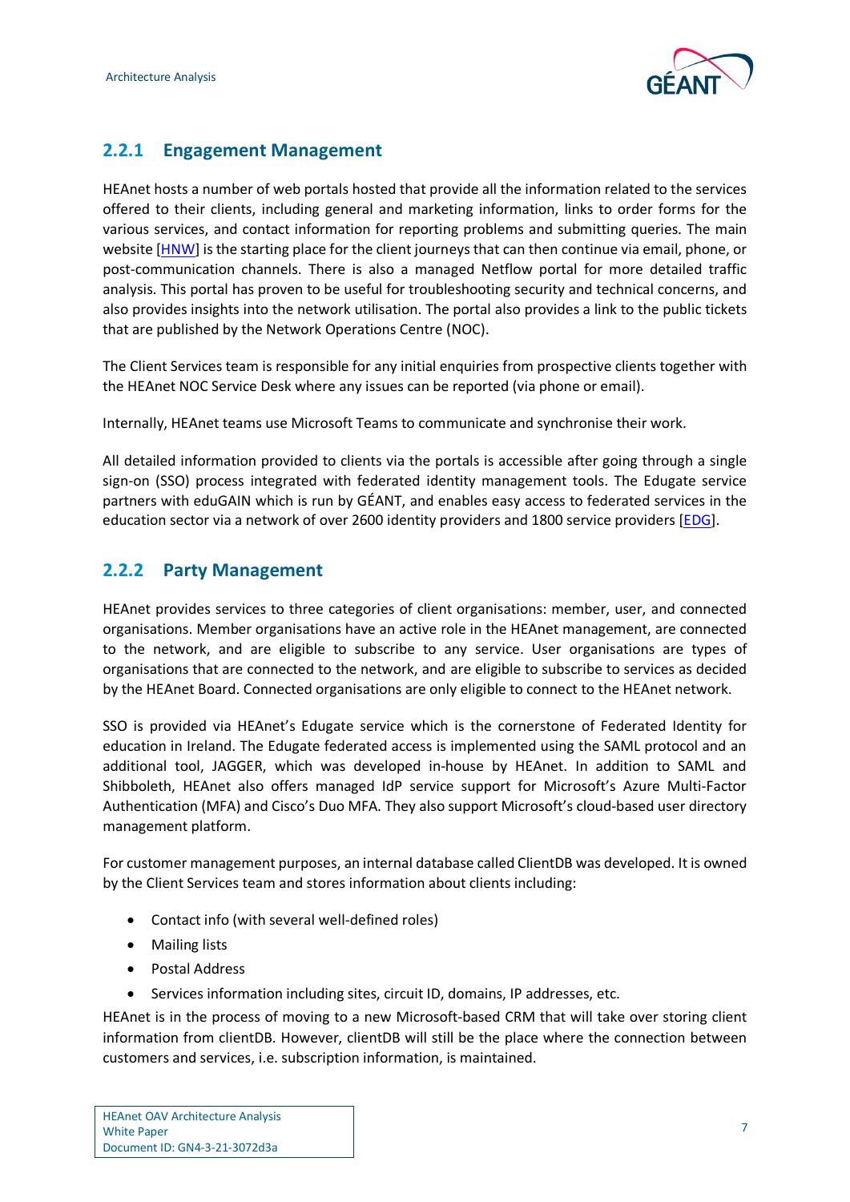### 2.2.1 Engagement Management

HEAnet hosts a number of web portals hosted that provide all the information related to the services offered to their clients, including general and marketing information, links to order forms for the various services, and contact information for reporting problems and submitting queries. The main website [HNW] is the starting place for the client journeys that can then continue via email, phone, or post-communication channels. There is also a managed Netflow portal for more detailed traffic analysis. This portal has proven to be useful for troubleshooting security and technical concerns, and also provides insights into the network utilisation. The portal also provides a link to the public tickets that are published by the Network Operations Centre (NOC).

The Client Services team is responsible for any initial enquiries from prospective clients together with the HEAnet NOC Service Desk where any issues can be reported (via phone or email).

Internally, HEAnet teams use Microsoft Teams to communicate and synchronise their work.

All detailed information provided to clients via the portals is accessible after going through a single sign-on (SSO) process integrated with federated identity management tools. The Edugate service partners with eduGAIN which is run by GÉANT, and enables easy access to federated services in the education sector via a network of over 2600 identity providers and 1800 service providers [EDG].

### 2.2.2 Party Management

HEAnet provides services to three categories of client organisations: member, user, and connected organisations. Member organisations have an active role in the HEAnet management, are connected to the network, and are eligible to subscribe to any service. User organisations are types of organisations that are connected to the network, and are eligible to subscribe to services as decided by the HEAnet Board. Connected organisations are only eligible to connect to the HEAnet network.

SSO is provided via HEAnet's Edugate service which is the cornerstone of Federated Identity for education in Ireland. The Edugate federated access is implemented using the SAML protocol and an additional tool, JAGGER, which was developed in-house by HEAnet. In addition to SAML and Shibboleth, HEAnet also offers managed IdP service support for Microsoft's Azure Multi-Factor Authentication (MFA) and Cisco's Duo MFA. They also support Microsoft's cloud-based user directory management platform.

For customer management purposes, an internal database called ClientDB was developed. It is owned by the Client Services team and stores information about clients including:

- Contact info (with several well-defined roles)
- Mailing lists
- Postal Address
- Services information including sites, circuit ID, domains, IP addresses, etc.

HEAnet is in the process of moving to a new Microsoft-based CRM that will take over storing client information from clientDB. However, clientDB will still be the place where the connection between customers and services, i.e. subscription information, is maintained.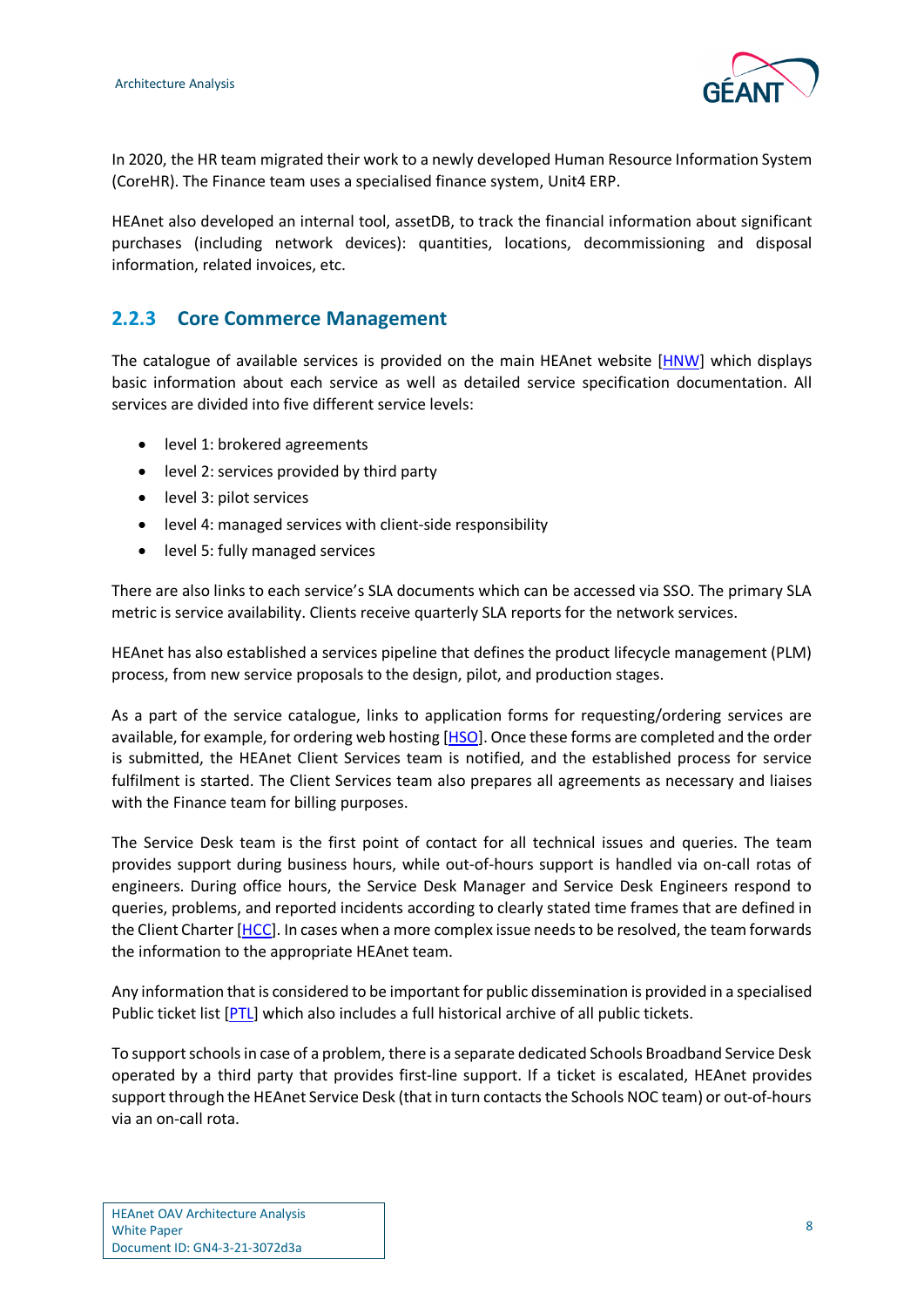In 2020, the HR team migrated their work to a newly developed Human Resource Information System (CoreHR). The Finance team uses a specialised finance system, Unit4 ERP.

HEAnet also developed an internal tool, assetDB, to track the financial information about significant purchases (including network devices): quantities, locations, decommissioning and disposal information, related invoices, etc.

### 2.2.3 Core Commerce Management

The catalogue of available services is provided on the main HEAnet website [HNW] which displays basic information about each service as well as detailed service specification documentation. All services are divided into five different service levels:

- level 1: brokered agreements
- level 2: services provided by third party
- level 3: pilot services
- level 4: managed services with client-side responsibility
- level 5: fully managed services

There are also links to each service's SLA documents which can be accessed via SSO. The primary SLA metric is service availability. Clients receive quarterly SLA reports for the network services.

HEAnet has also established a services pipeline that defines the product lifecycle management (PLM) process, from new service proposals to the design, pilot, and production stages.

As a part of the service catalogue, links to application forms for requesting/ordering services are available, for example, for ordering web hosting [HSO]. Once these forms are completed and the order is submitted, the HEAnet Client Services team is notified, and the established process for service fulfilment is started. The Client Services team also prepares all agreements as necessary and liaises with the Finance team for billing purposes.

The Service Desk team is the first point of contact for all technical issues and queries. The team provides support during business hours, while out-of-hours support is handled via on-call rotas of engineers. During office hours, the Service Desk Manager and Service Desk Engineers respond to queries, problems, and reported incidents according to clearly stated time frames that are defined in the Client Charter [HCC]. In cases when a more complex issue needs to be resolved, the team forwards the information to the appropriate HEAnet team.

Any information that is considered to be important for public dissemination is provided in a specialised Public ticket list [PTL] which also includes a full historical archive of all public tickets.

To support schools in case of a problem, there is a separate dedicated Schools Broadband Service Desk operated by a third party that provides first-line support. If a ticket is escalated, HEAnet provides support through the HEAnet Service Desk (that in turn contacts the Schools NOC team) or out-of-hours via an on-call rota.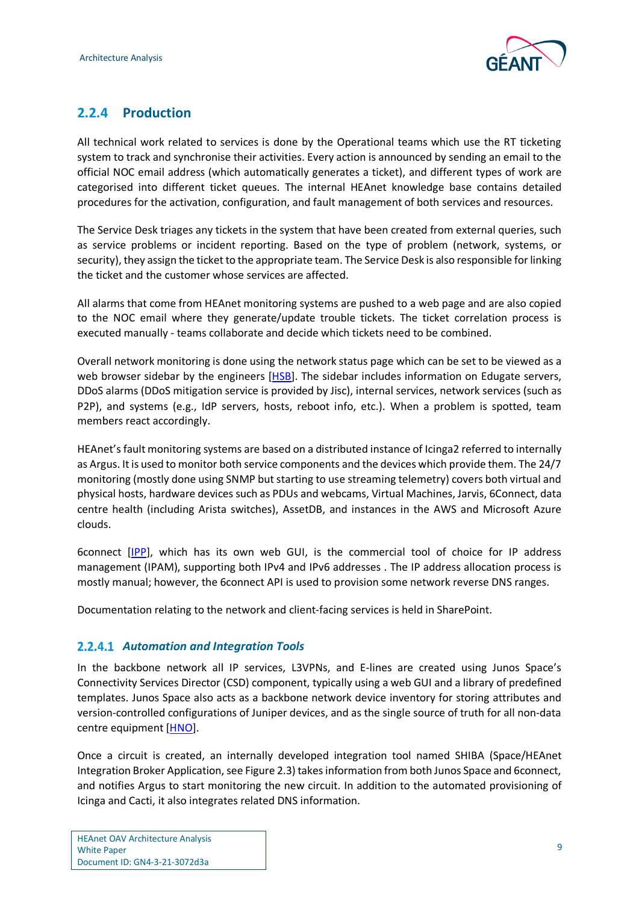### 2.2.4 Production

All technical work related to services is done by the Operational teams which use the RT ticketing system to track and synchronise their activities. Every action is announced by sending an email to the official NOC email address (which automatically generates a ticket), and different types of work are categorised into different ticket queues. The internal HEAnet knowledge base contains detailed procedures for the activation, configuration, and fault management of both services and resources.

The Service Desk triages any tickets in the system that have been created from external queries, such as service problems or incident reporting. Based on the type of problem (network, systems, or security), they assign the ticket to the appropriate team. The Service Desk is also responsible for linking the ticket and the customer whose services are affected.

All alarms that come from HEAnet monitoring systems are pushed to a web page and are also copied to the NOC email where they generate/update trouble tickets. The ticket correlation process is executed manually - teams collaborate and decide which tickets need to be combined.

Overall network monitoring is done using the network status page which can be set to be viewed as a web browser sidebar by the engineers [HSB]. The sidebar includes information on Edugate servers, DDoS alarms (DDoS mitigation service is provided by Jisc), internal services, network services (such as P2P), and systems (e.g., IdP servers, hosts, reboot info, etc.). When a problem is spotted, team members react accordingly.

HEAnet's fault monitoring systems are based on a distributed instance of Icinga2 referred to internally as Argus. It is used to monitor both service components and the devices which provide them. The 24/7 monitoring (mostly done using SNMP but starting to use streaming telemetry) covers both virtual and physical hosts, hardware devices such as PDUs and webcams, Virtual Machines, Jarvis, 6Connect, data centre health (including Arista switches), AssetDB, and instances in the AWS and Microsoft Azure clouds.

6connect [IPP], which has its own web GUI, is the commercial tool of choice for IP address management (IPAM), supporting both IPv4 and IPv6 addresses . The IP address allocation process is mostly manual; however, the 6connect API is used to provision some network reverse DNS ranges.

Documentation relating to the network and client-facing services is held in SharePoint.

#### 2.2.4.1 *Automation and Integration Tools*

In the backbone network all IP services, L3VPNs, and E-lines are created using Junos Space's Connectivity Services Director (CSD) component, typically using a web GUI and a library of predefined templates. Junos Space also acts as a backbone network device inventory for storing attributes and version-controlled configurations of Juniper devices, and as the single source of truth for all non-data centre equipment [HNO].

Once a circuit is created, an internally developed integration tool named SHIBA (Space/HEAnet Integration Broker Application, see Figure 2.3) takes information from both Junos Space and 6connect, and notifies Argus to start monitoring the new circuit. In addition to the automated provisioning of Icinga and Cacti, it also integrates related DNS information.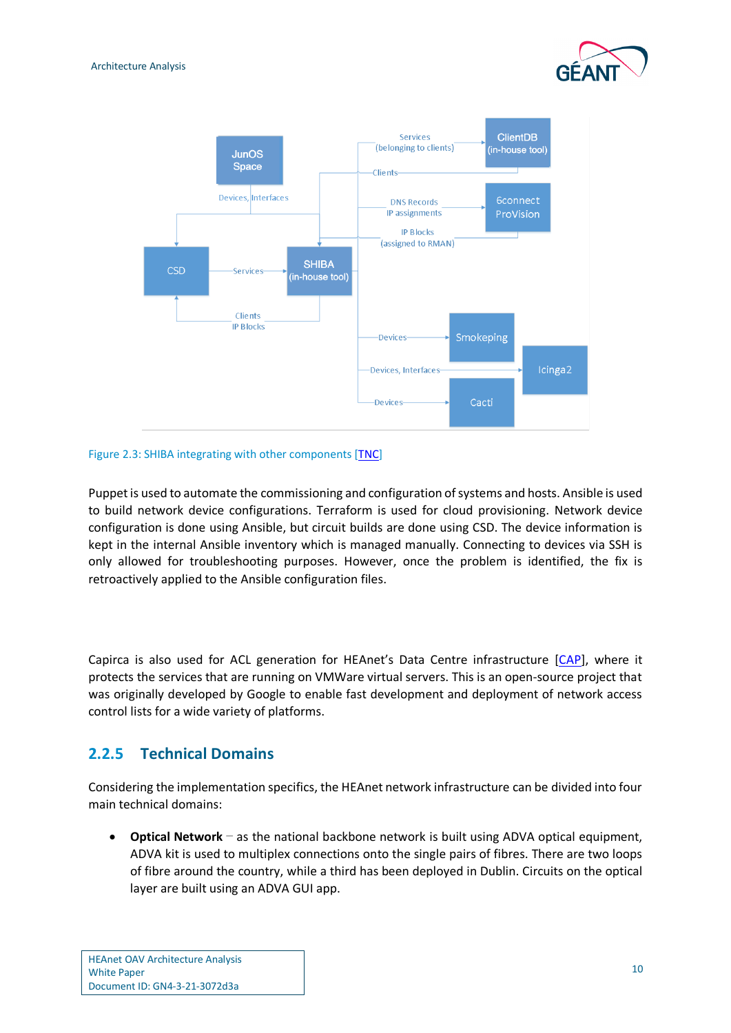Figure 2.3: SHIBA integrating with other components [TNC]

Puppet is used to automate the commissioning and configuration of systems and hosts. Ansible is used to build network device configurations. Terraform is used for cloud provisioning. Network device configuration is done using Ansible, but circuit builds are done using CSD. The device information is kept in the internal Ansible inventory which is managed manually. Connecting to devices via SSH is only allowed for troubleshooting purposes. However, once the problem is identified, the fix is retroactively applied to the Ansible configuration files.

Capirca is also used for ACL generation for HEAnet's Data Centre infrastructure [CAP], where it protects the services that are running on VMWare virtual servers. This is an open-source project that was originally developed by Google to enable fast development and deployment of network access control lists for a wide variety of platforms.

### 2.2.5 Technical Domains

Considering the implementation specifics, the HEAnet network infrastructure can be divided into four main technical domains:

- **Optical Network** – as the national backbone network is built using ADVA optical equipment, ADVA kit is used to multiplex connections onto the single pairs of fibres. There are two loops of fibre around the country, while a third has been deployed in Dublin. Circuits on the optical layer are built using an ADVA GUI app.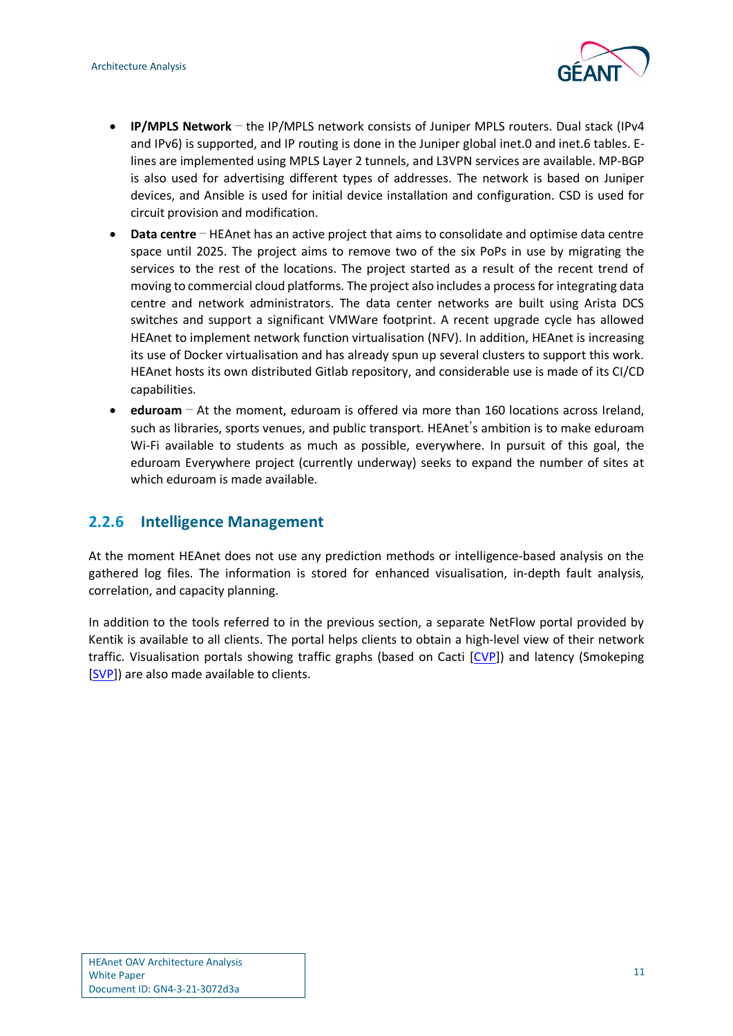- **IP/MPLS Network** – the IP/MPLS network consists of Juniper MPLS routers. Dual stack (IPv4 and IPv6) is supported, and IP routing is done in the Juniper global inet.0 and inet.6 tables. E-lines are implemented using MPLS Layer 2 tunnels, and L3VPN services are available. MP-BGP is also used for advertising different types of addresses. The network is based on Juniper devices, and Ansible is used for initial device installation and configuration. CSD is used for circuit provision and modification.
- **Data centre** – HEAnet has an active project that aims to consolidate and optimise data centre space until 2025. The project aims to remove two of the six PoPs in use by migrating the services to the rest of the locations. The project started as a result of the recent trend of moving to commercial cloud platforms. The project also includes a process for integrating data centre and network administrators. The data center networks are built using Arista DCS switches and support a significant VMWare footprint. A recent upgrade cycle has allowed HEAnet to implement network function virtualisation (NFV). In addition, HEAnet is increasing its use of Docker virtualisation and has already spun up several clusters to support this work. HEAnet hosts its own distributed Gitlab repository, and considerable use is made of its CI/CD capabilities.
- **eduroam** – At the moment, eduroam is offered via more than 160 locations across Ireland, such as libraries, sports venues, and public transport. HEAnet's ambition is to make eduroam Wi-Fi available to students as much as possible, everywhere. In pursuit of this goal, the eduroam Everywhere project (currently underway) seeks to expand the number of sites at which eduroam is made available.

### 2.2.6 Intelligence Management

At the moment HEAnet does not use any prediction methods or intelligence-based analysis on the gathered log files. The information is stored for enhanced visualisation, in-depth fault analysis, correlation, and capacity planning.

In addition to the tools referred to in the previous section, a separate NetFlow portal provided by Kentik is available to all clients. The portal helps clients to obtain a high-level view of their network traffic. Visualisation portals showing traffic graphs (based on Cacti [CVP]) and latency (Smokeping [SVP]) are also made available to clients.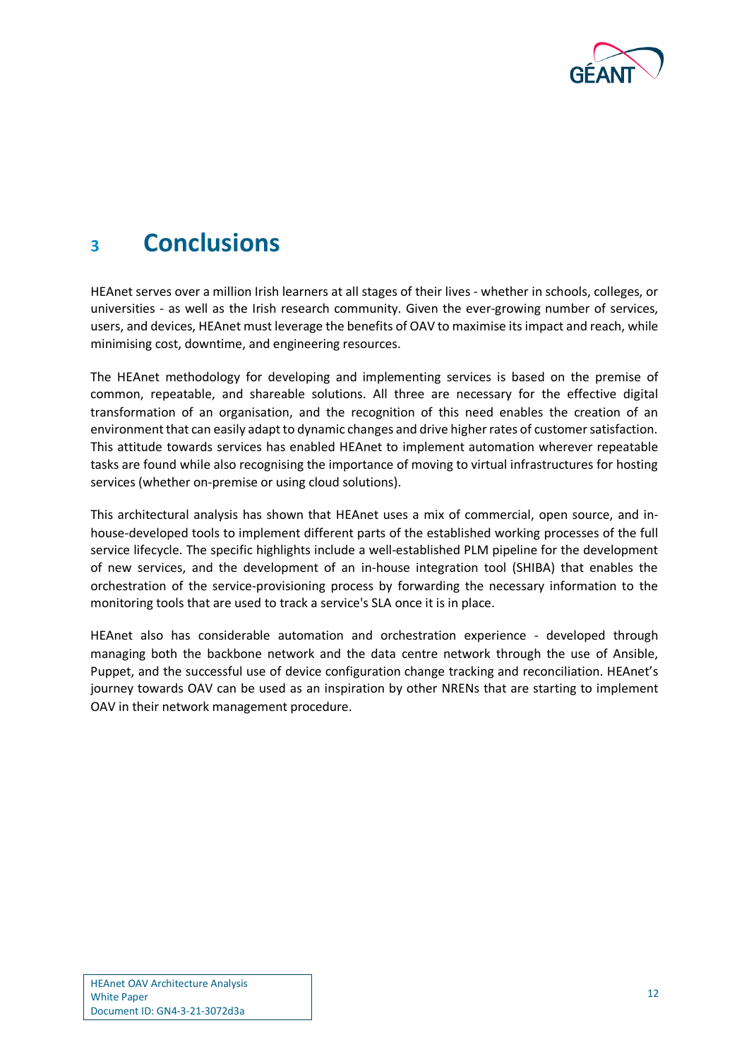# 3 Conclusions

HEAnet serves over a million Irish learners at all stages of their lives - whether in schools, colleges, or universities - as well as the Irish research community. Given the ever-growing number of services, users, and devices, HEAnet must leverage the benefits of OAV to maximise its impact and reach, while minimising cost, downtime, and engineering resources.

The HEAnet methodology for developing and implementing services is based on the premise of common, repeatable, and shareable solutions. All three are necessary for the effective digital transformation of an organisation, and the recognition of this need enables the creation of an environment that can easily adapt to dynamic changes and drive higher rates of customer satisfaction. This attitude towards services has enabled HEAnet to implement automation wherever repeatable tasks are found while also recognising the importance of moving to virtual infrastructures for hosting services (whether on-premise or using cloud solutions).

This architectural analysis has shown that HEAnet uses a mix of commercial, open source, and in-house-developed tools to implement different parts of the established working processes of the full service lifecycle. The specific highlights include a well-established PLM pipeline for the development of new services, and the development of an in-house integration tool (SHIBA) that enables the orchestration of the service-provisioning process by forwarding the necessary information to the monitoring tools that are used to track a service's SLA once it is in place.

HEAnet also has considerable automation and orchestration experience - developed through managing both the backbone network and the data centre network through the use of Ansible, Puppet, and the successful use of device configuration change tracking and reconciliation. HEAnet's journey towards OAV can be used as an inspiration by other NRENs that are starting to implement OAV in their network management procedure.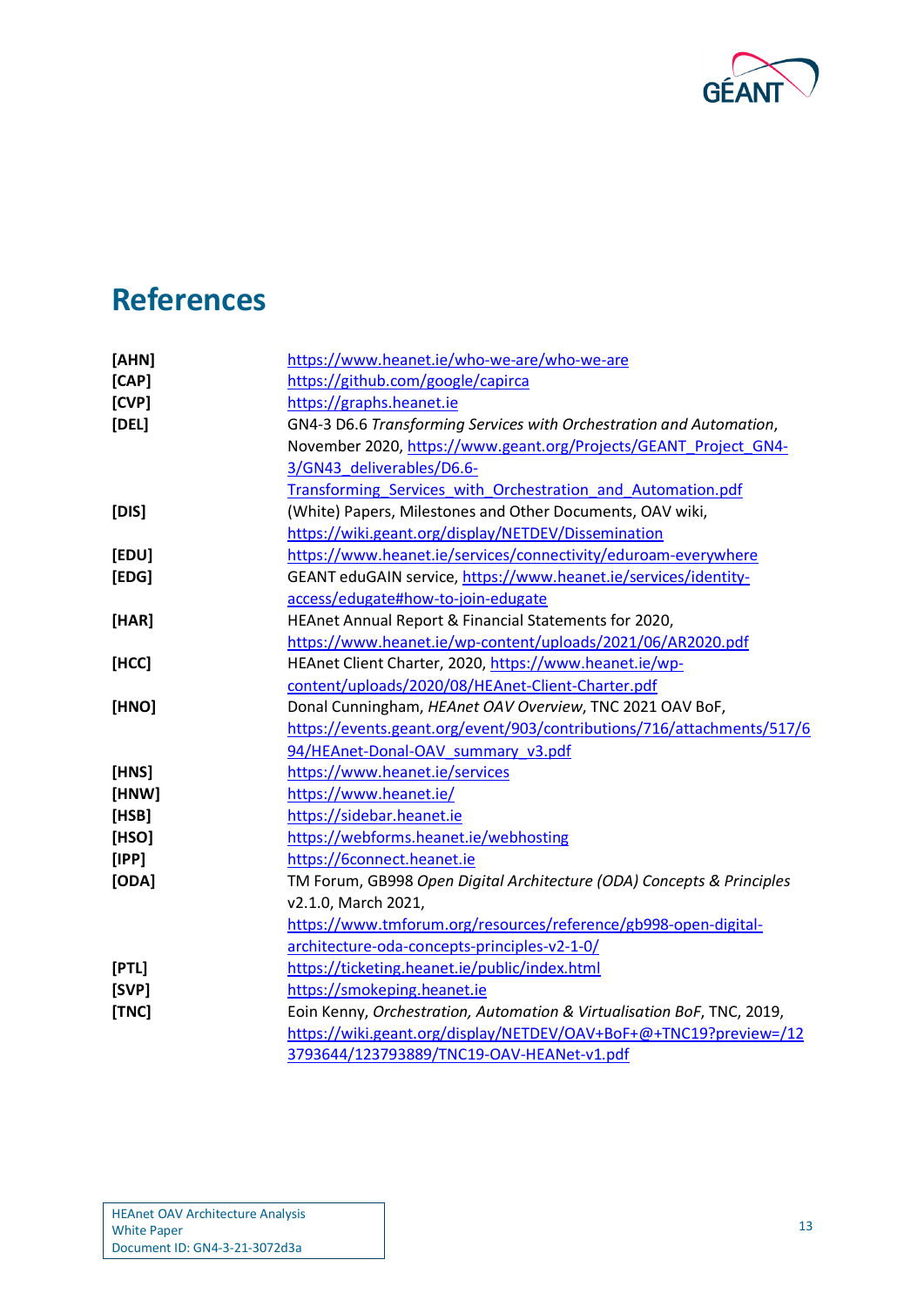# References

| | |
|---|---|
| **[AHN]** | https://www.heanet.ie/who-we-are/who-we-are |
| **[CAP]** | https://github.com/google/capirca |
| **[CVP]** | https://graphs.heanet.ie |
| **[DEL]** | GN4-3 D6.6 *Transforming Services with Orchestration and Automation*, November 2020, https://www.geant.org/Projects/GEANT_Project_GN4-3/GN43_deliverables/D6.6-Transforming_Services_with_Orchestration_and_Automation.pdf |
| **[DIS]** | (White) Papers, Milestones and Other Documents, OAV wiki, https://wiki.geant.org/display/NETDEV/Dissemination |
| **[EDU]** | https://www.heanet.ie/services/connectivity/eduroam-everywhere |
| **[EDG]** | GEANT eduGAIN service, https://www.heanet.ie/services/identity-access/edugate#how-to-join-edugate |
| **[HAR]** | HEAnet Annual Report & Financial Statements for 2020, https://www.heanet.ie/wp-content/uploads/2021/06/AR2020.pdf |
| **[HCC]** | HEAnet Client Charter, 2020, https://www.heanet.ie/wp-content/uploads/2020/08/HEAnet-Client-Charter.pdf |
| **[HNO]** | Donal Cunningham, *HEAnet OAV Overview*, TNC 2021 OAV BoF, https://events.geant.org/event/903/contributions/716/attachments/517/694/HEAnet-Donal-OAV_summary_v3.pdf |
| **[HNS]** | https://www.heanet.ie/services |
| **[HNW]** | https://www.heanet.ie/ |
| **[HSB]** | https://sidebar.heanet.ie |
| **[HSO]** | https://webforms.heanet.ie/webhosting |
| **[IPP]** | https://6connect.heanet.ie |
| **[ODA]** | TM Forum, GB998 *Open Digital Architecture (ODA) Concepts & Principles* v2.1.0, March 2021, https://www.tmforum.org/resources/reference/gb998-open-digital-architecture-oda-concepts-principles-v2-1-0/ |
| **[PTL]** | https://ticketing.heanet.ie/public/index.html |
| **[SVP]** | https://smokeping.heanet.ie |
| **[TNC]** | Eoin Kenny, *Orchestration, Automation & Virtualisation BoF*, TNC, 2019, https://wiki.geant.org/display/NETDEV/OAV+BoF+@+TNC19?preview=/123793644/123793889/TNC19-OAV-HEANet-v1.pdf |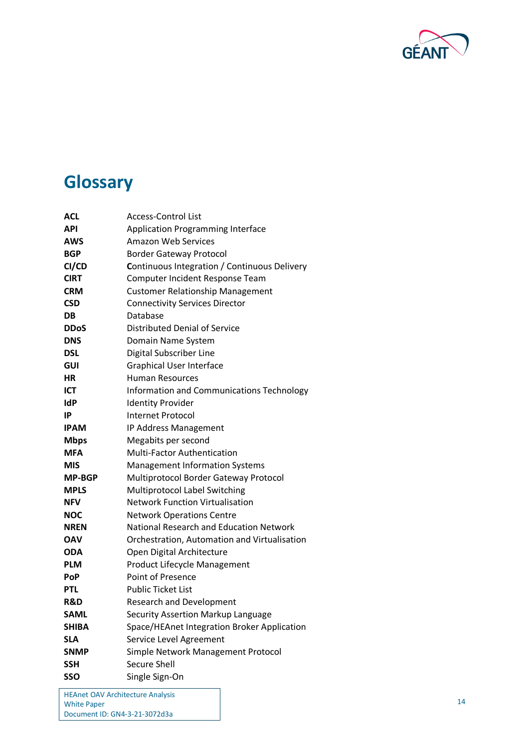# Glossary

| | |
|---|---|
| **ACL** | Access-Control List |
| **API** | Application Programming Interface |
| **AWS** | Amazon Web Services |
| **BGP** | Border Gateway Protocol |
| **CI/CD** | Continuous Integration / Continuous Delivery |
| **CIRT** | Computer Incident Response Team |
| **CRM** | Customer Relationship Management |
| **CSD** | Connectivity Services Director |
| **DB** | Database |
| **DDoS** | Distributed Denial of Service |
| **DNS** | Domain Name System |
| **DSL** | Digital Subscriber Line |
| **GUI** | Graphical User Interface |
| **HR** | Human Resources |
| **ICT** | Information and Communications Technology |
| **IdP** | Identity Provider |
| **IP** | Internet Protocol |
| **IPAM** | IP Address Management |
| **Mbps** | Megabits per second |
| **MFA** | Multi-Factor Authentication |
| **MIS** | Management Information Systems |
| **MP-BGP** | Multiprotocol Border Gateway Protocol |
| **MPLS** | Multiprotocol Label Switching |
| **NFV** | Network Function Virtualisation |
| **NOC** | Network Operations Centre |
| **NREN** | National Research and Education Network |
| **OAV** | Orchestration, Automation and Virtualisation |
| **ODA** | Open Digital Architecture |
| **PLM** | Product Lifecycle Management |
| **PoP** | Point of Presence |
| **PTL** | Public Ticket List |
| **R&D** | Research and Development |
| **SAML** | Security Assertion Markup Language |
| **SHIBA** | Space/HEAnet Integration Broker Application |
| **SLA** | Service Level Agreement |
| **SNMP** | Simple Network Management Protocol |
| **SSH** | Secure Shell |
| **SSO** | Single Sign-On |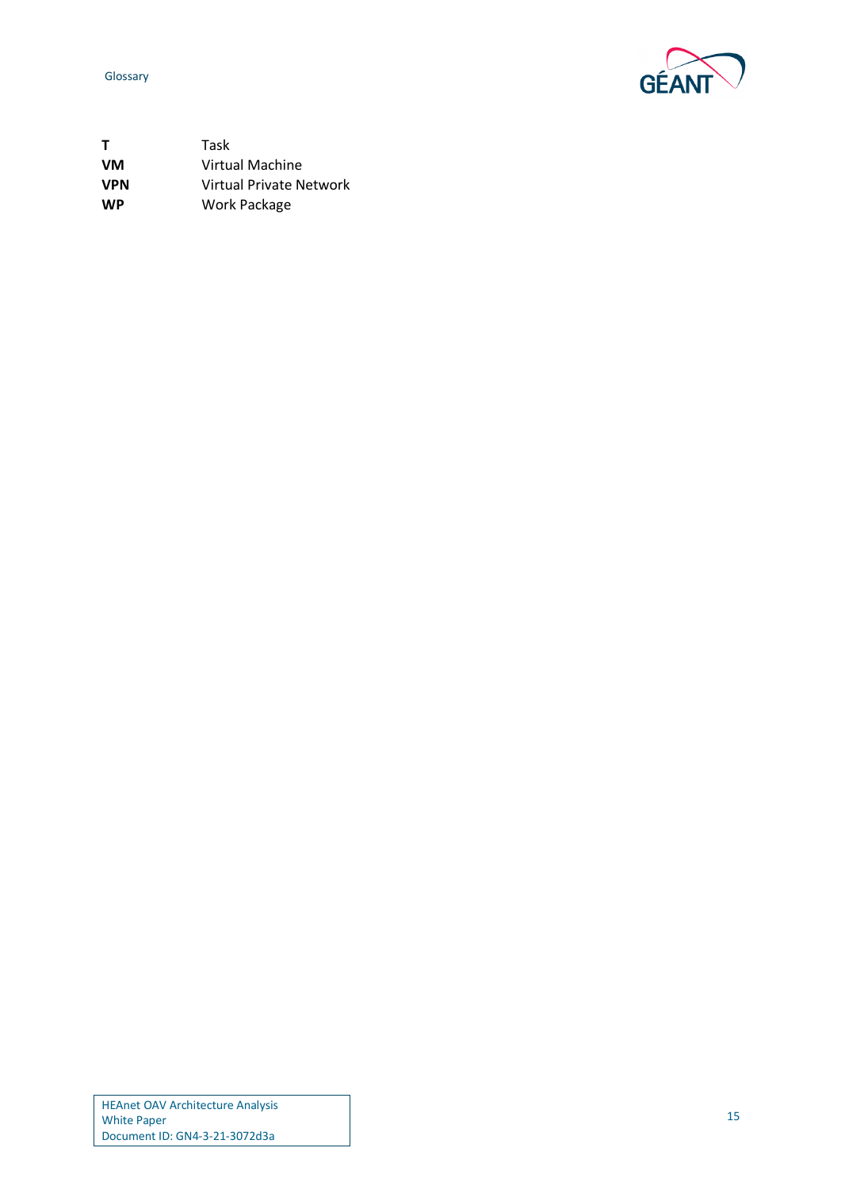| | |
|---|---|
| **T** | Task |
| **VM** | Virtual Machine |
| **VPN** | Virtual Private Network |
| **WP** | Work Package |